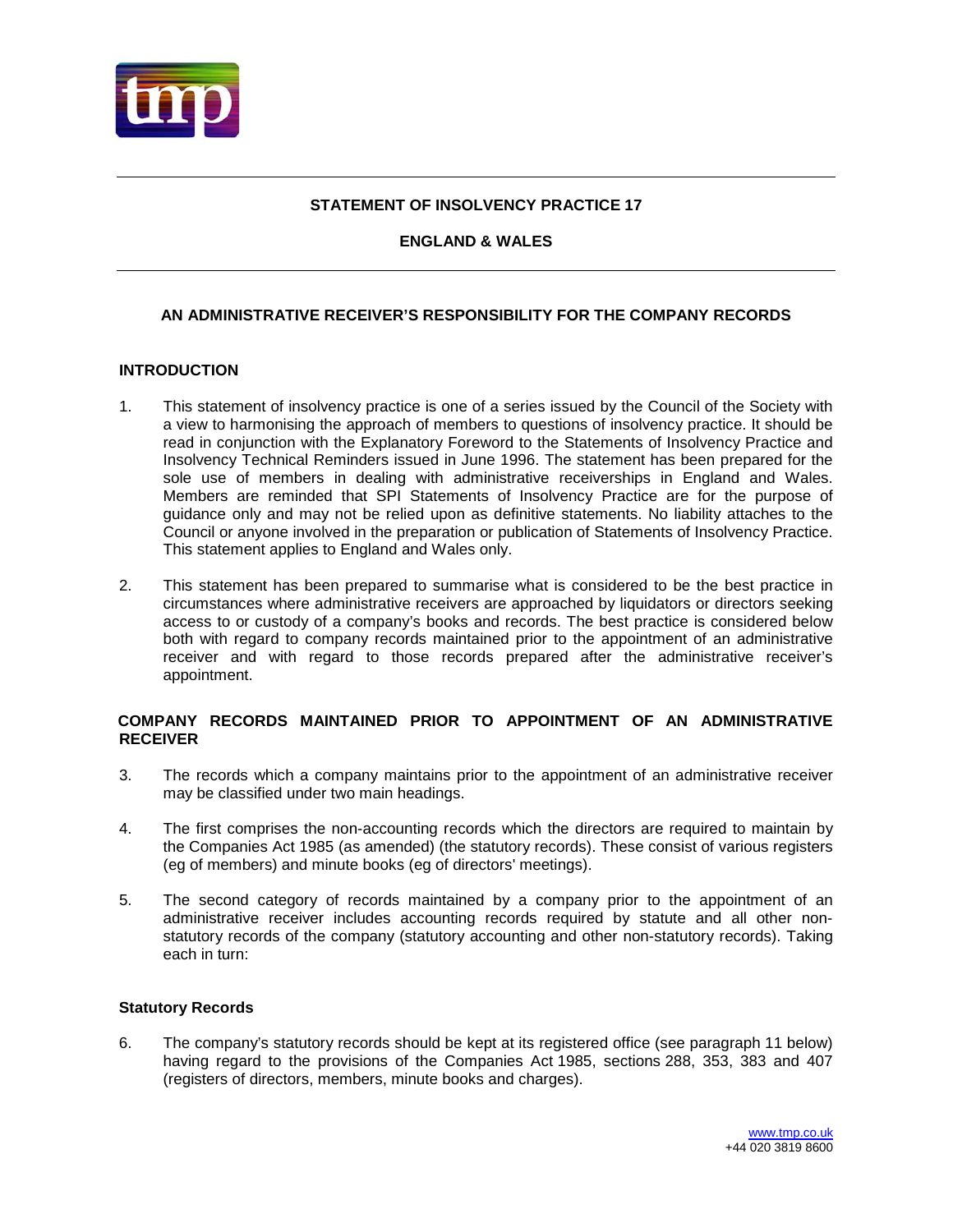# STATEMENT OF INSOLVENCY PRACTICE 17

## ENGLAND & WALES

## AN ADMINISTRATIVE RECEIVER'S RESPONSIBILITY FOR THE COMPANY RECORDS

### INTRODUCTION

1. This statement of insolvency practice is one of a series issued by the Council of the Society with a view to harmonising the approach of members to questions of insolvency practice. It should be read in conjunction with the Explanatory Foreword to the Statements of Insolvency Practice and Insolvency Technical Reminders issued in June 1996. The statement has been prepared for the sole use of members in dealing with administrative receiverships in England and Wales. Members are reminded that SPI Statements of Insolvency Practice are for the purpose of guidance only and may not be relied upon as definitive statements. No liability attaches to the Council or anyone involved in the preparation or publication of Statements of Insolvency Practice. This statement applies to England and Wales only.

2. This statement has been prepared to summarise what is considered to be the best practice in circumstances where administrative receivers are approached by liquidators or directors seeking access to or custody of a company's books and records. The best practice is considered below both with regard to company records maintained prior to the appointment of an administrative receiver and with regard to those records prepared after the administrative receiver's appointment.

### COMPANY RECORDS MAINTAINED PRIOR TO APPOINTMENT OF AN ADMINISTRATIVE RECEIVER

3. The records which a company maintains prior to the appointment of an administrative receiver may be classified under two main headings.

4. The first comprises the non-accounting records which the directors are required to maintain by the Companies Act 1985 (as amended) (the statutory records). These consist of various registers (eg of members) and minute books (eg of directors' meetings).

5. The second category of records maintained by a company prior to the appointment of an administrative receiver includes accounting records required by statute and all other non-statutory records of the company (statutory accounting and other non-statutory records). Taking each in turn:

#### Statutory Records

6. The company's statutory records should be kept at its registered office (see paragraph 11 below) having regard to the provisions of the Companies Act 1985, sections 288, 353, 383 and 407 (registers of directors, members, minute books and charges).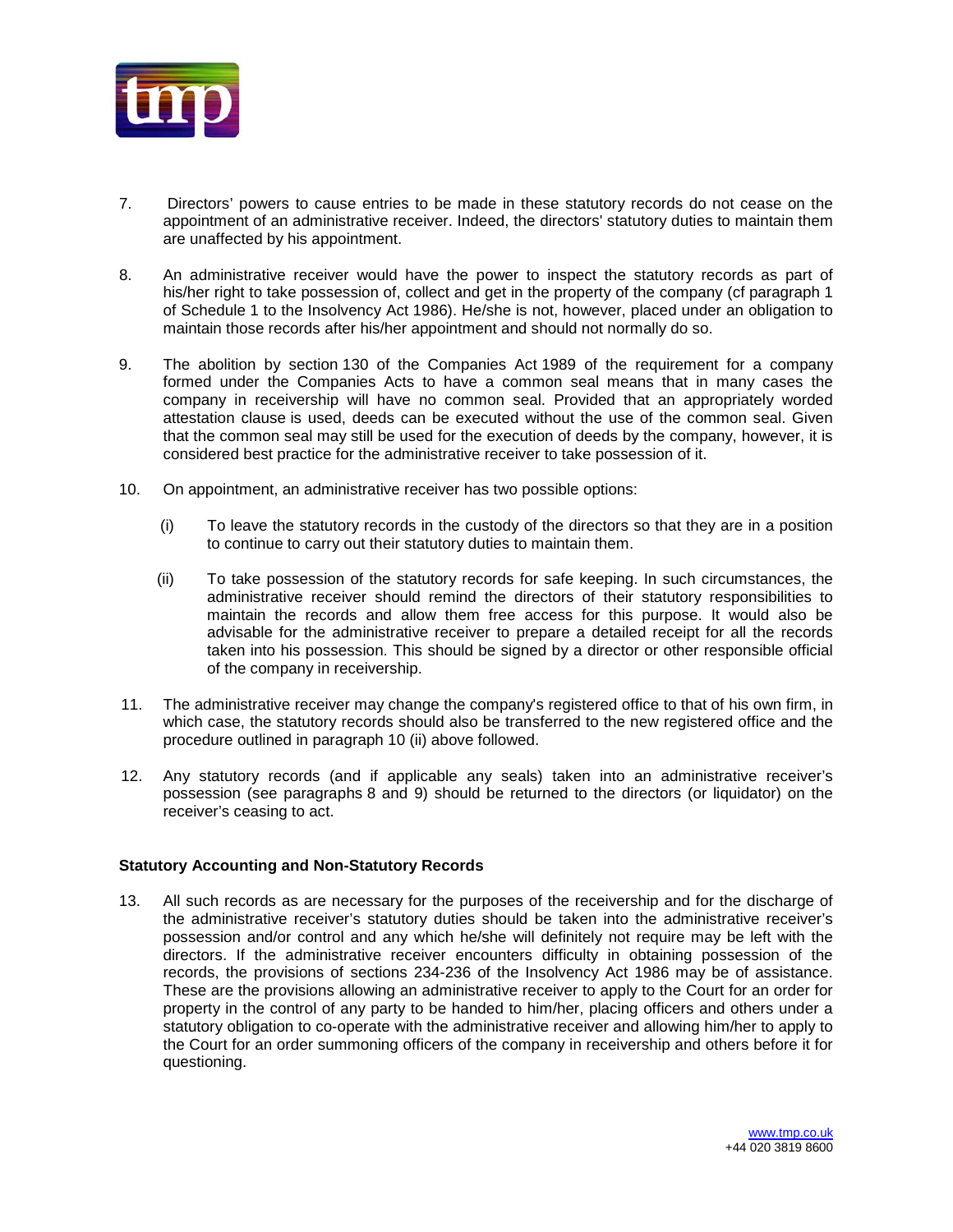7. Directors' powers to cause entries to be made in these statutory records do not cease on the appointment of an administrative receiver. Indeed, the directors' statutory duties to maintain them are unaffected by his appointment.

8. An administrative receiver would have the power to inspect the statutory records as part of his/her right to take possession of, collect and get in the property of the company (cf paragraph 1 of Schedule 1 to the Insolvency Act 1986). He/she is not, however, placed under an obligation to maintain those records after his/her appointment and should not normally do so.

9. The abolition by section 130 of the Companies Act 1989 of the requirement for a company formed under the Companies Acts to have a common seal means that in many cases the company in receivership will have no common seal. Provided that an appropriately worded attestation clause is used, deeds can be executed without the use of the common seal. Given that the common seal may still be used for the execution of deeds by the company, however, it is considered best practice for the administrative receiver to take possession of it.

10. On appointment, an administrative receiver has two possible options:

    (i) To leave the statutory records in the custody of the directors so that they are in a position to continue to carry out their statutory duties to maintain them.

    (ii) To take possession of the statutory records for safe keeping. In such circumstances, the administrative receiver should remind the directors of their statutory responsibilities to maintain the records and allow them free access for this purpose. It would also be advisable for the administrative receiver to prepare a detailed receipt for all the records taken into his possession. This should be signed by a director or other responsible official of the company in receivership.

11. The administrative receiver may change the company's registered office to that of his own firm, in which case, the statutory records should also be transferred to the new registered office and the procedure outlined in paragraph 10 (ii) above followed.

12. Any statutory records (and if applicable any seals) taken into an administrative receiver's possession (see paragraphs 8 and 9) should be returned to the directors (or liquidator) on the receiver's ceasing to act.

**Statutory Accounting and Non-Statutory Records**

13. All such records as are necessary for the purposes of the receivership and for the discharge of the administrative receiver's statutory duties should be taken into the administrative receiver's possession and/or control and any which he/she will definitely not require may be left with the directors. If the administrative receiver encounters difficulty in obtaining possession of the records, the provisions of sections 234-236 of the Insolvency Act 1986 may be of assistance. These are the provisions allowing an administrative receiver to apply to the Court for an order for property in the control of any party to be handed to him/her, placing officers and others under a statutory obligation to co-operate with the administrative receiver and allowing him/her to apply to the Court for an order summoning officers of the company in receivership and others before it for questioning.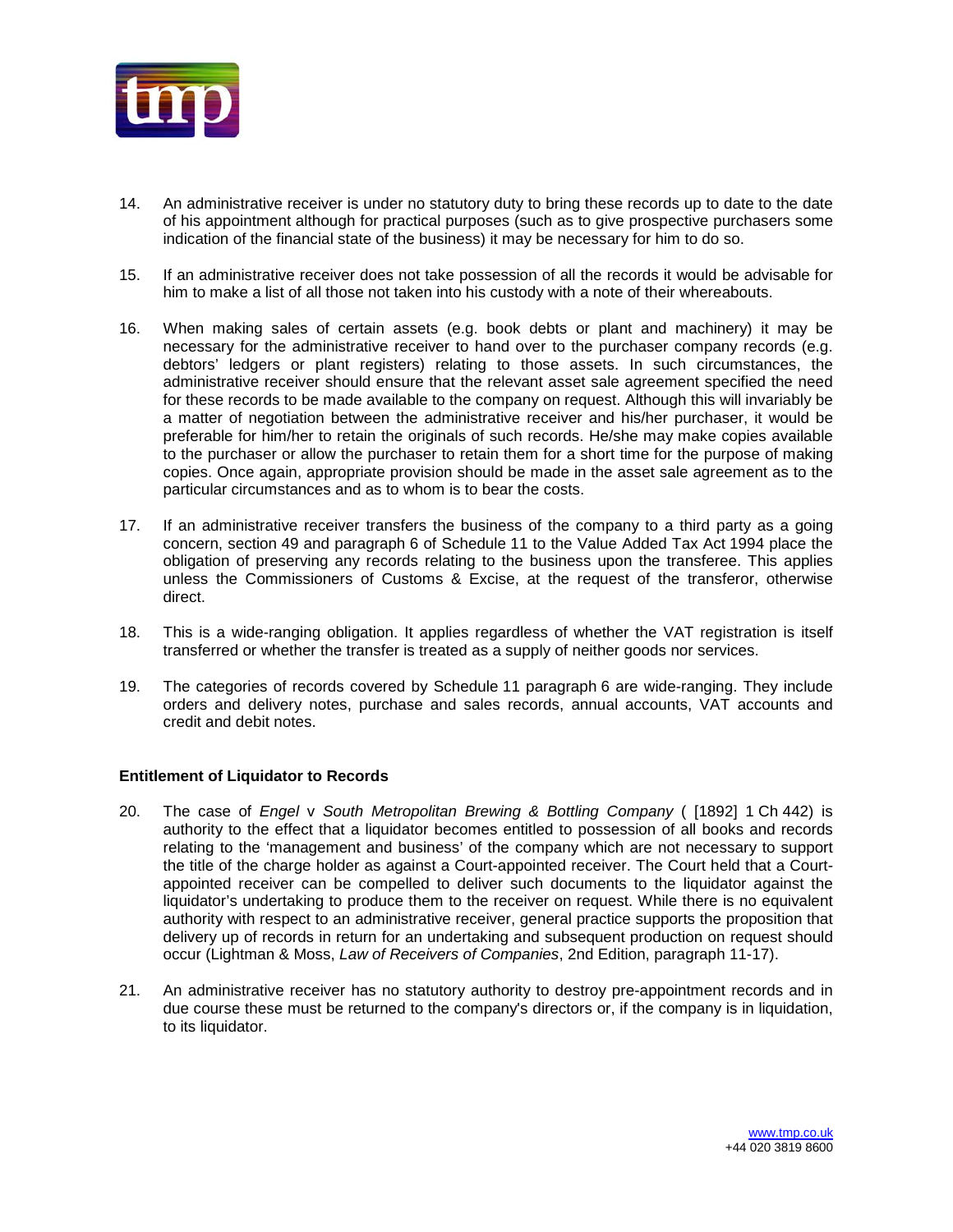14. An administrative receiver is under no statutory duty to bring these records up to date to the date of his appointment although for practical purposes (such as to give prospective purchasers some indication of the financial state of the business) it may be necessary for him to do so.

15. If an administrative receiver does not take possession of all the records it would be advisable for him to make a list of all those not taken into his custody with a note of their whereabouts.

16. When making sales of certain assets (e.g. book debts or plant and machinery) it may be necessary for the administrative receiver to hand over to the purchaser company records (e.g. debtors' ledgers or plant registers) relating to those assets. In such circumstances, the administrative receiver should ensure that the relevant asset sale agreement specified the need for these records to be made available to the company on request. Although this will invariably be a matter of negotiation between the administrative receiver and his/her purchaser, it would be preferable for him/her to retain the originals of such records. He/she may make copies available to the purchaser or allow the purchaser to retain them for a short time for the purpose of making copies. Once again, appropriate provision should be made in the asset sale agreement as to the particular circumstances and as to whom is to bear the costs.

17. If an administrative receiver transfers the business of the company to a third party as a going concern, section 49 and paragraph 6 of Schedule 11 to the Value Added Tax Act 1994 place the obligation of preserving any records relating to the business upon the transferee. This applies unless the Commissioners of Customs & Excise, at the request of the transferor, otherwise direct.

18. This is a wide-ranging obligation. It applies regardless of whether the VAT registration is itself transferred or whether the transfer is treated as a supply of neither goods nor services.

19. The categories of records covered by Schedule 11 paragraph 6 are wide-ranging. They include orders and delivery notes, purchase and sales records, annual accounts, VAT accounts and credit and debit notes.

**Entitlement of Liquidator to Records**

20. The case of *Engel* v *South Metropolitan Brewing & Bottling Company* ( [1892] 1 Ch 442) is authority to the effect that a liquidator becomes entitled to possession of all books and records relating to the 'management and business' of the company which are not necessary to support the title of the charge holder as against a Court-appointed receiver. The Court held that a Court-appointed receiver can be compelled to deliver such documents to the liquidator against the liquidator's undertaking to produce them to the receiver on request. While there is no equivalent authority with respect to an administrative receiver, general practice supports the proposition that delivery up of records in return for an undertaking and subsequent production on request should occur (Lightman & Moss, *Law of Receivers of Companies*, 2nd Edition, paragraph 11-17).

21. An administrative receiver has no statutory authority to destroy pre-appointment records and in due course these must be returned to the company's directors or, if the company is in liquidation, to its liquidator.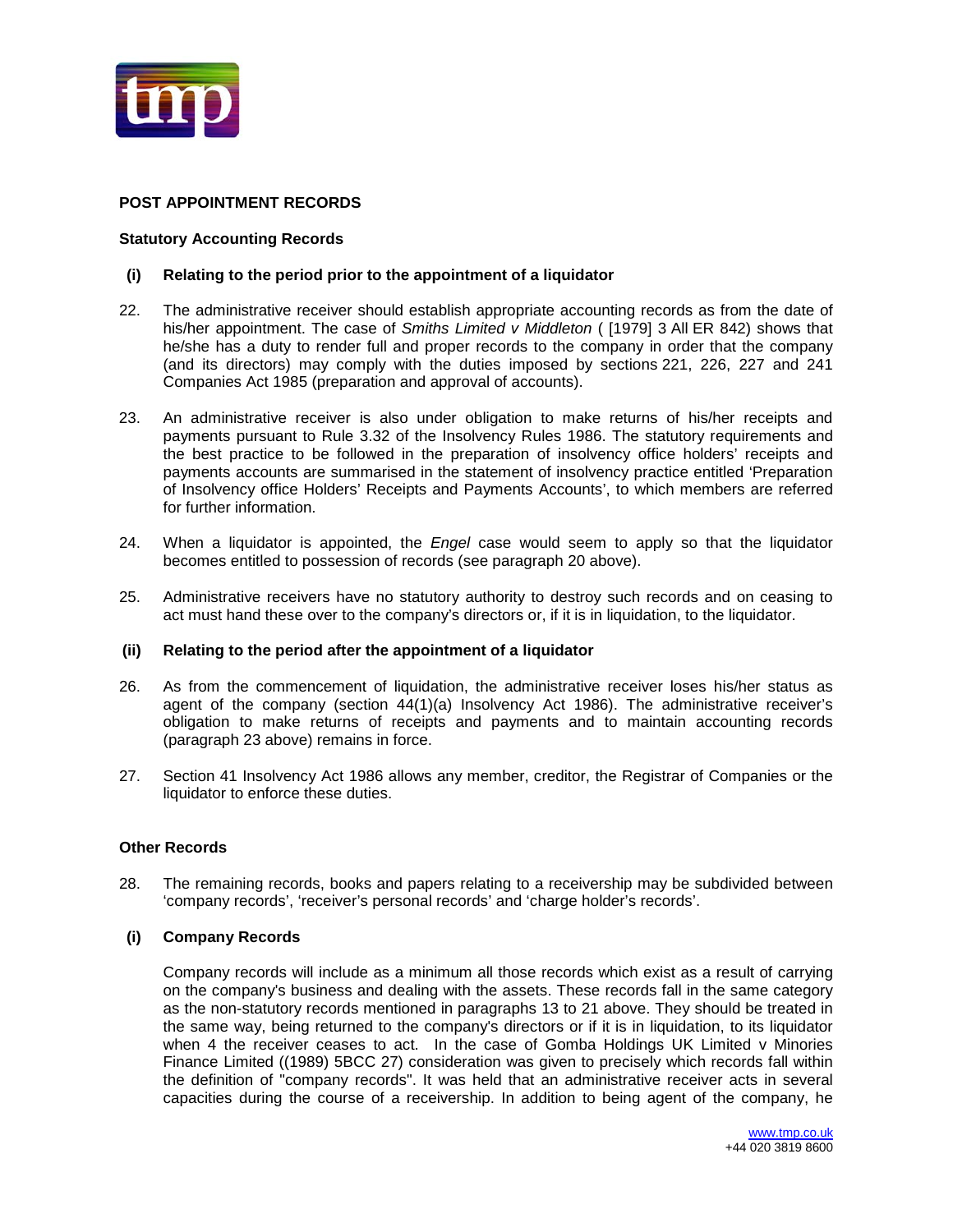**POST APPOINTMENT RECORDS**

**Statistory Accounting Records**

**(i) Relating to the period prior to the appointment of a liquidator**

22. The administrative receiver should establish appropriate accounting records as from the date of his/her appointment. The case of *Smiths Limited v Middleton* ( [1979] 3 All ER 842) shows that he/she has a duty to render full and proper records to the company in order that the company (and its directors) may comply with the duties imposed by sections 221, 226, 227 and 241 Companies Act 1985 (preparation and approval of accounts).

23. An administrative receiver is also under obligation to make returns of his/her receipts and payments pursuant to Rule 3.32 of the Insolvency Rules 1986. The statutory requirements and the best practice to be followed in the preparation of insolvency office holders' receipts and payments accounts are summarised in the statement of insolvency practice entitled 'Preparation of Insolvency office Holders' Receipts and Payments Accounts', to which members are referred for further information.

24. When a liquidator is appointed, the *Engel* case would seem to apply so that the liquidator becomes entitled to possession of records (see paragraph 20 above).

25. Administrative receivers have no statutory authority to destroy such records and on ceasing to act must hand these over to the company's directors or, if it is in liquidation, to the liquidator.

**(ii) Relating to the period after the appointment of a liquidator**

26. As from the commencement of liquidation, the administrative receiver loses his/her status as agent of the company (section 44(1)(a) Insolvency Act 1986). The administrative receiver's obligation to make returns of receipts and payments and to maintain accounting records (paragraph 23 above) remains in force.

27. Section 41 Insolvency Act 1986 allows any member, creditor, the Registrar of Companies or the liquidator to enforce these duties.

**Other Records**

28. The remaining records, books and papers relating to a receivership may be subdivided between 'company records', 'receiver's personal records' and 'charge holder's records'.

**(i) Company Records**

Company records will include as a minimum all those records which exist as a result of carrying on the company's business and dealing with the assets. These records fall in the same category as the non-statutory records mentioned in paragraphs 13 to 21 above. They should be treated in the same way, being returned to the company's directors or if it is in liquidation, to its liquidator when 4 the receiver ceases to act. In the case of Gomba Holdings UK Limited v Minories Finance Limited ((1989) 5BCC 27) consideration was given to precisely which records fall within the definition of "company records". It was held that an administrative receiver acts in several capacities during the course of a receivership. In addition to being agent of the company, he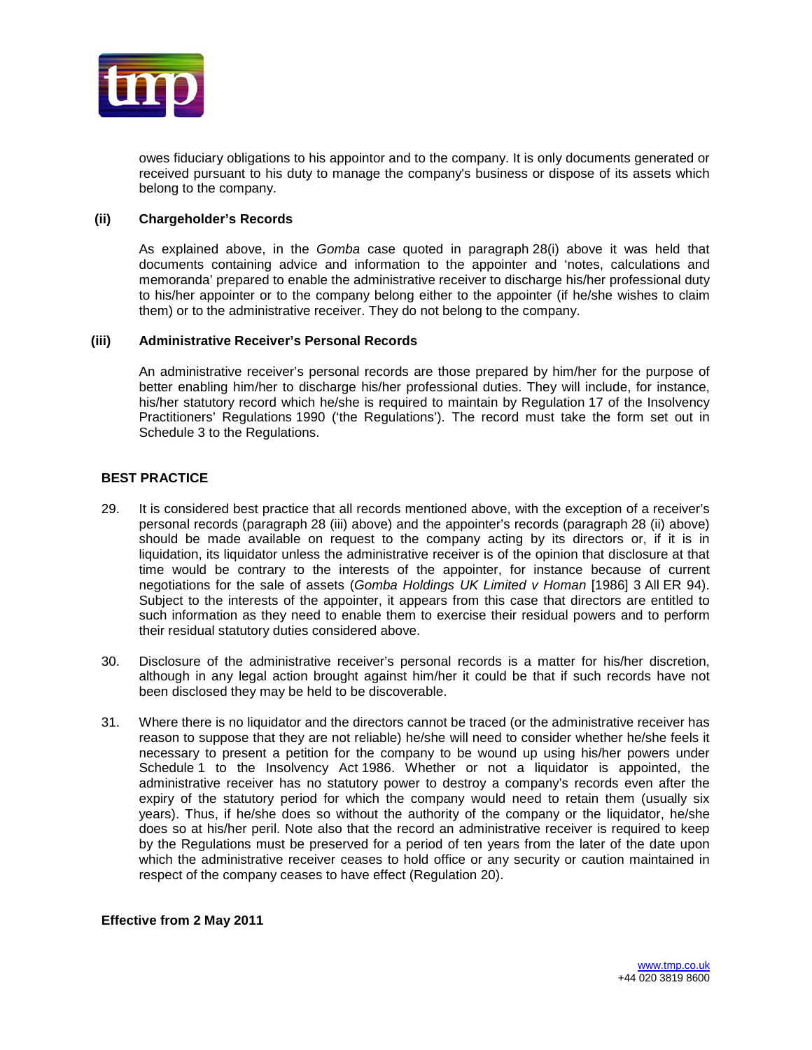owes fiduciary obligations to his appointor and to the company. It is only documents generated or received pursuant to his duty to manage the company's business or dispose of its assets which belong to the company.

**(ii) Chargeholder's Records**

As explained above, in the *Gomba* case quoted in paragraph 28(i) above it was held that documents containing advice and information to the appointer and 'notes, calculations and memoranda' prepared to enable the administrative receiver to discharge his/her professional duty to his/her appointer or to the company belong either to the appointer (if he/she wishes to claim them) or to the administrative receiver. They do not belong to the company.

**(iii) Administrative Receiver's Personal Records**

An administrative receiver's personal records are those prepared by him/her for the purpose of better enabling him/her to discharge his/her professional duties. They will include, for instance, his/her statutory record which he/she is required to maintain by Regulation 17 of the Insolvency Practitioners' Regulations 1990 ('the Regulations'). The record must take the form set out in Schedule 3 to the Regulations.

## BEST PRACTICE

29. It is considered best practice that all records mentioned above, with the exception of a receiver's personal records (paragraph 28 (iii) above) and the appointer's records (paragraph 28 (ii) above) should be made available on request to the company acting by its directors or, if it is in liquidation, its liquidator unless the administrative receiver is of the opinion that disclosure at that time would be contrary to the interests of the appointer, for instance because of current negotiations for the sale of assets (*Gomba Holdings UK Limited v Homan* [1986] 3 All ER 94). Subject to the interests of the appointer, it appears from this case that directors are entitled to such information as they need to enable them to exercise their residual powers and to perform their residual statutory duties considered above.

30. Disclosure of the administrative receiver's personal records is a matter for his/her discretion, although in any legal action brought against him/her it could be that if such records have not been disclosed they may be held to be discoverable.

31. Where there is no liquidator and the directors cannot be traced (or the administrative receiver has reason to suppose that they are not reliable) he/she will need to consider whether he/she feels it necessary to present a petition for the company to be wound up using his/her powers under Schedule 1 to the Insolvency Act 1986. Whether or not a liquidator is appointed, the administrative receiver has no statutory power to destroy a company's records even after the expiry of the statutory period for which the company would need to retain them (usually six years). Thus, if he/she does so without the authority of the company or the liquidator, he/she does so at his/her peril. Note also that the record an administrative receiver is required to keep by the Regulations must be preserved for a period of ten years from the later of the date upon which the administrative receiver ceases to hold office or any security or caution maintained in respect of the company ceases to have effect (Regulation 20).

**Effective from 2 May 2011**